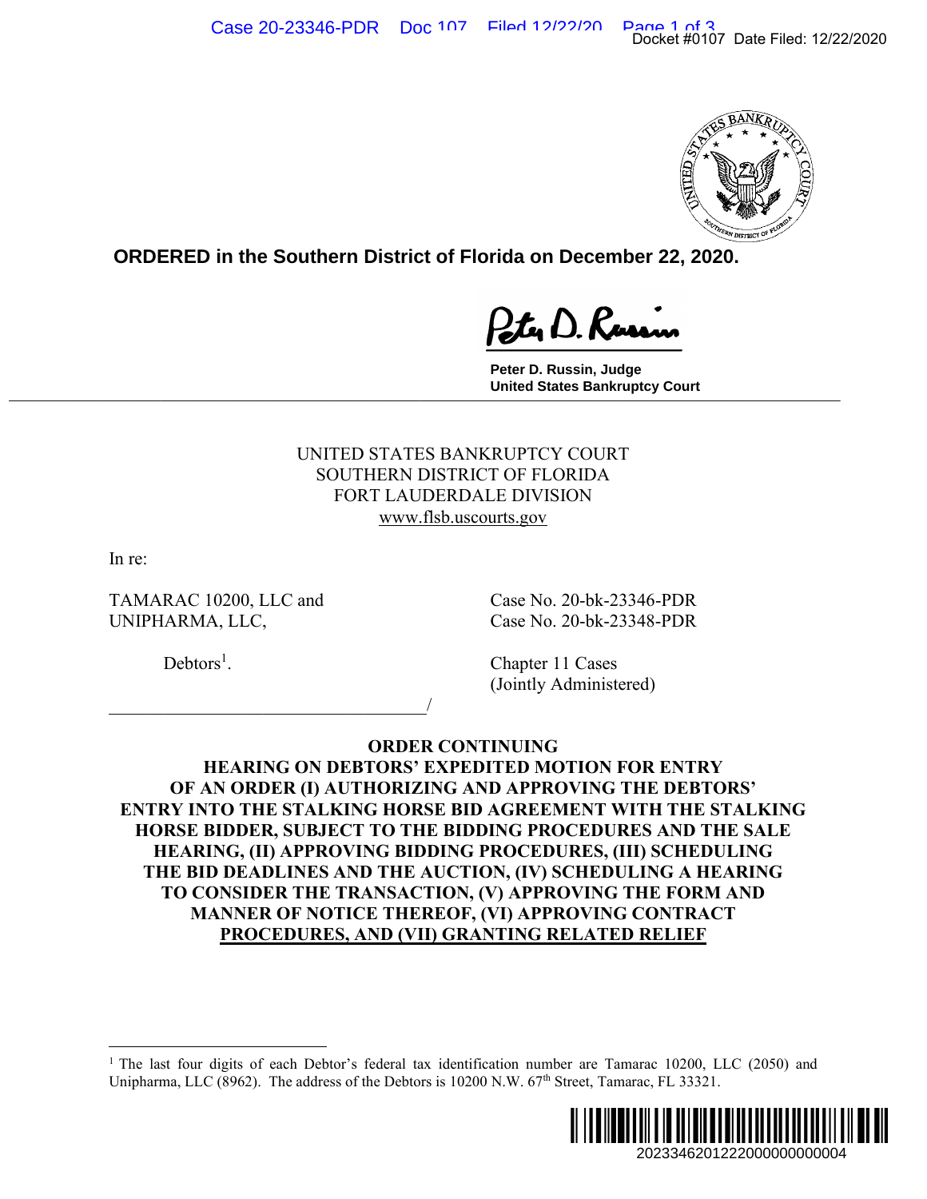**ORDERED in the Southern District of Florida on December 22, 2020.**

Peter D. Russin, Judge
United States Bankruptcy Court

UNITED STATES BANKRUPTCY COURT
SOUTHERN DISTRICT OF FLORIDA
FORT LAUDERDALE DIVISION
www.flsb.uscourts.gov

In re:

TAMARAC 10200, LLC and UNIPHARMA, LLC,

Debtors[1].

Case No. 20-bk-23346-PDR
Case No. 20-bk-23348-PDR

Chapter 11 Cases
(Jointly Administered)

______________________________/

**ORDER CONTINUING HEARING ON DEBTORS' EXPEDITED MOTION FOR ENTRY OF AN ORDER (I) AUTHORIZING AND APPROVING THE DEBTORS' ENTRY INTO THE STALKING HORSE BID AGREEMENT WITH THE STALKING HORSE BIDDER, SUBJECT TO THE BIDDING PROCEDURES AND THE SALE HEARING, (II) APPROVING BIDDING PROCEDURES, (III) SCHEDULING THE BID DEADLINES AND THE AUCTION, (IV) SCHEDULING A HEARING TO CONSIDER THE TRANSACTION, (V) APPROVING THE FORM AND MANNER OF NOTICE THEREOF, (VI) APPROVING CONTRACT PROCEDURES, AND (VII) GRANTING RELATED RELIEF**

[1] The last four digits of each Debtor's federal tax identification number are Tamarac 10200, LLC (2050) and Unipharma, LLC (8962). The address of the Debtors is 10200 N.W. 67th Street, Tamarac, FL 33321.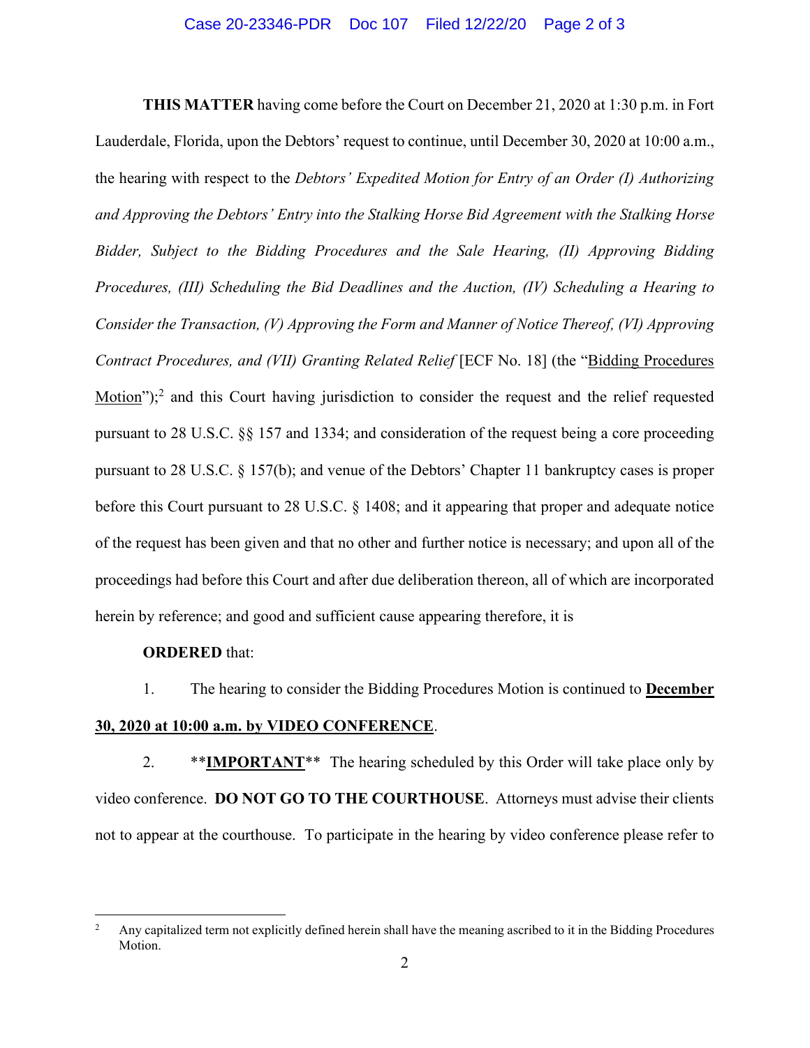**THIS MATTER** having come before the Court on December 21, 2020 at 1:30 p.m. in Fort Lauderdale, Florida, upon the Debtors' request to continue, until December 30, 2020 at 10:00 a.m., the hearing with respect to the *Debtors' Expedited Motion for Entry of an Order (I) Authorizing and Approving the Debtors' Entry into the Stalking Horse Bid Agreement with the Stalking Horse Bidder, Subject to the Bidding Procedures and the Sale Hearing, (II) Approving Bidding Procedures, (III) Scheduling the Bid Deadlines and the Auction, (IV) Scheduling a Hearing to Consider the Transaction, (V) Approving the Form and Manner of Notice Thereof, (VI) Approving Contract Procedures, and (VII) Granting Related Relief* [ECF No. 18] (the "Bidding Procedures Motion");[2] and this Court having jurisdiction to consider the request and the relief requested pursuant to 28 U.S.C. §§ 157 and 1334; and consideration of the request being a core proceeding pursuant to 28 U.S.C. § 157(b); and venue of the Debtors' Chapter 11 bankruptcy cases is proper before this Court pursuant to 28 U.S.C. § 1408; and it appearing that proper and adequate notice of the request has been given and that no other and further notice is necessary; and upon all of the proceedings had before this Court and after due deliberation thereon, all of which are incorporated herein by reference; and good and sufficient cause appearing therefore, it is

**ORDERED** that:

1. The hearing to consider the Bidding Procedures Motion is continued to **December 30, 2020 at 10:00 a.m. by VIDEO CONFERENCE**.

2. ****IMPORTANT**** The hearing scheduled by this Order will take place only by video conference. **DO NOT GO TO THE COURTHOUSE**. Attorneys must advise their clients not to appear at the courthouse. To participate in the hearing by video conference please refer to

[2] Any capitalized term not explicitly defined herein shall have the meaning ascribed to it in the Bidding Procedures Motion.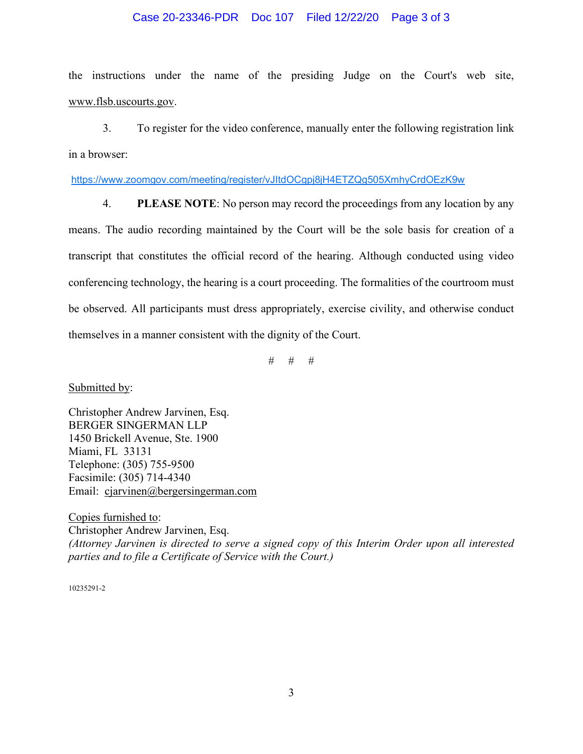the instructions under the name of the presiding Judge on the Court's web site, www.flsb.uscourts.gov.

3. To register for the video conference, manually enter the following registration link in a browser:

https://www.zoomgov.com/meeting/register/vJItdOCgpj8jH4ETZQg505XmhyCrdOEzK9w

4. **PLEASE NOTE**: No person may record the proceedings from any location by any means. The audio recording maintained by the Court will be the sole basis for creation of a transcript that constitutes the official record of the hearing. Although conducted using video conferencing technology, the hearing is a court proceeding. The formalities of the courtroom must be observed. All participants must dress appropriately, exercise civility, and otherwise conduct themselves in a manner consistent with the dignity of the Court.

# # #

Submitted by:

Christopher Andrew Jarvinen, Esq.
BERGER SINGERMAN LLP
1450 Brickell Avenue, Ste. 1900
Miami, FL 33131
Telephone: (305) 755-9500
Facsimile: (305) 714-4340
Email: cjarvinen@bergersingerman.com

Copies furnished to:
Christopher Andrew Jarvinen, Esq.
*(Attorney Jarvinen is directed to serve a signed copy of this Interim Order upon all interested parties and to file a Certificate of Service with the Court.)*

10235291-2